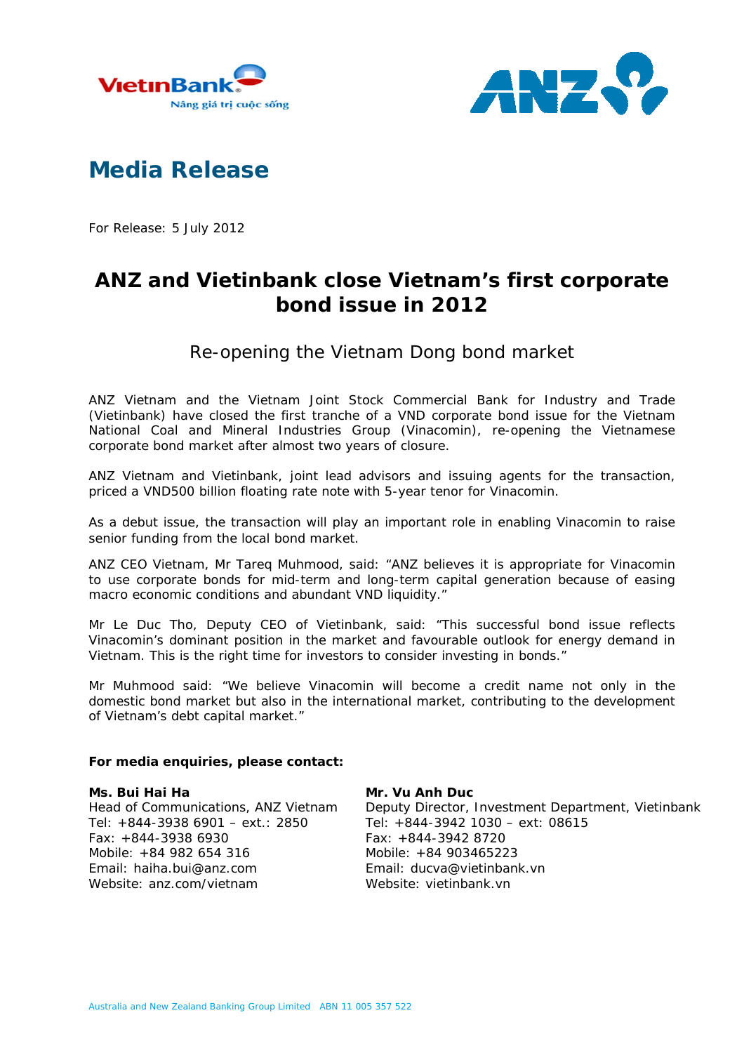# Media Release

For Release: 5 July 2012

## ANZ and Vietinbank close Vietnam's first corporate bond issue in 2012

### Re-opening the Vietnam Dong bond market

ANZ Vietnam and the Vietnam Joint Stock Commercial Bank for Industry and Trade (Vietinbank) have closed the first tranche of a VND corporate bond issue for the Vietnam National Coal and Mineral Industries Group (Vinacomin), re-opening the Vietnamese corporate bond market after almost two years of closure.

ANZ Vietnam and Vietinbank, joint lead advisors and issuing agents for the transaction, priced a VND500 billion floating rate note with 5-year tenor for Vinacomin.

As a debut issue, the transaction will play an important role in enabling Vinacomin to raise senior funding from the local bond market.

ANZ CEO Vietnam, Mr Tareq Muhmood, said: "ANZ believes it is appropriate for Vinacomin to use corporate bonds for mid-term and long-term capital generation because of easing macro economic conditions and abundant VND liquidity."

Mr Le Duc Tho, Deputy CEO of Vietinbank, said: "This successful bond issue reflects Vinacomin's dominant position in the market and favourable outlook for energy demand in Vietnam. This is the right time for investors to consider investing in bonds."

Mr Muhmood said: "We believe Vinacomin will become a credit name not only in the domestic bond market but also in the international market, contributing to the development of Vietnam's debt capital market."

**For media enquiries, please contact:**

**Ms. Bui Hai Ha**
Head of Communications, ANZ Vietnam
Tel: +844-3938 6901 – ext.: 2850
Fax: +844-3938 6930
Mobile: +84 982 654 316
Email: haiha.bui@anz.com
Website: anz.com/vietnam

**Mr. Vu Anh Duc**
Deputy Director, Investment Department, Vietinbank
Tel: +844-3942 1030 – ext: 08615
Fax: +844-3942 8720
Mobile: +84 903465223
Email: ducva@vietinbank.vn
Website: vietinbank.vn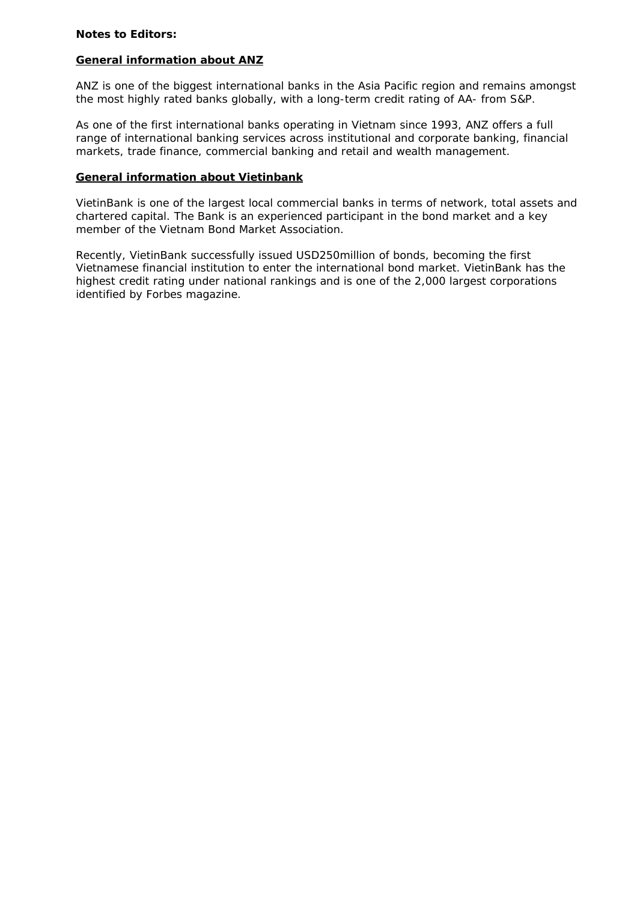**Notes to Editors:**

**General information about ANZ**

ANZ is one of the biggest international banks in the Asia Pacific region and remains amongst the most highly rated banks globally, with a long-term credit rating of AA- from S&P.

As one of the first international banks operating in Vietnam since 1993, ANZ offers a full range of international banking services across institutional and corporate banking, financial markets, trade finance, commercial banking and retail and wealth management.

**General information about Vietinbank**

VietinBank is one of the largest local commercial banks in terms of network, total assets and chartered capital. The Bank is an experienced participant in the bond market and a key member of the Vietnam Bond Market Association.

Recently, VietinBank successfully issued USD250million of bonds, becoming the first Vietnamese financial institution to enter the international bond market. VietinBank has the highest credit rating under national rankings and is one of the 2,000 largest corporations identified by Forbes magazine.